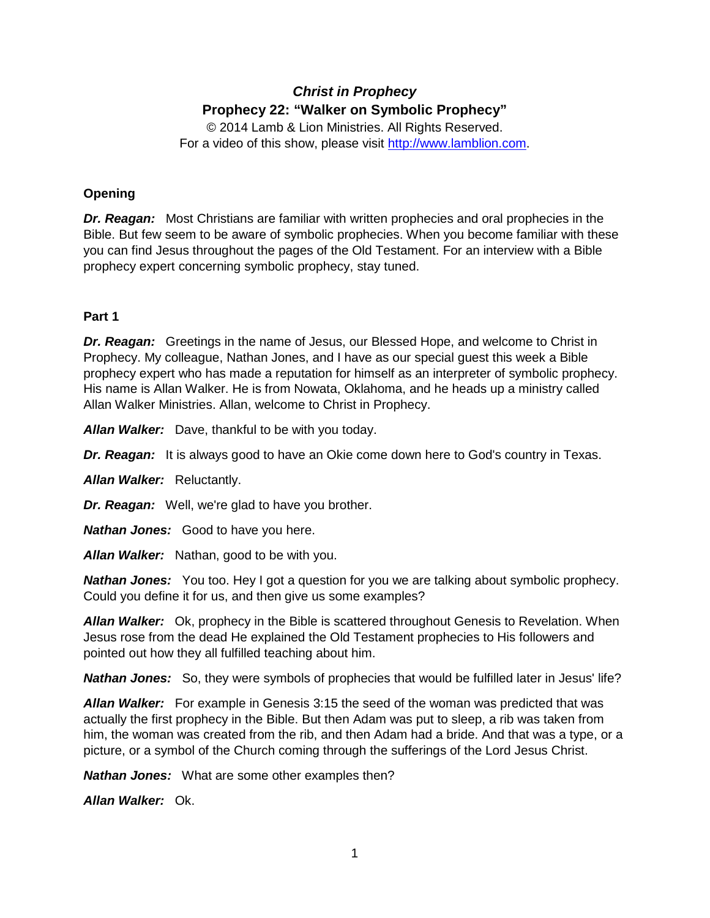# *Christ in Prophecy*

## Prophecy 22: "Walker on Symbolic Prophecy"

© 2014 Lamb & Lion Ministries. All Rights Reserved.
For a video of this show, please visit [http://www.lamblion.com](http://www.lamblion.com).

### Opening

***Dr. Reagan:*** Most Christians are familiar with written prophecies and oral prophecies in the Bible. But few seem to be aware of symbolic prophecies. When you become familiar with these you can find Jesus throughout the pages of the Old Testament. For an interview with a Bible prophecy expert concerning symbolic prophecy, stay tuned.

### Part 1

***Dr. Reagan:*** Greetings in the name of Jesus, our Blessed Hope, and welcome to Christ in Prophecy. My colleague, Nathan Jones, and I have as our special guest this week a Bible prophecy expert who has made a reputation for himself as an interpreter of symbolic prophecy. His name is Allan Walker. He is from Nowata, Oklahoma, and he heads up a ministry called Allan Walker Ministries. Allan, welcome to Christ in Prophecy.

***Allan Walker:*** Dave, thankful to be with you today.

***Dr. Reagan:*** It is always good to have an Okie come down here to God's country in Texas.

***Allan Walker:*** Reluctantly.

***Dr. Reagan:*** Well, we're glad to have you brother.

***Nathan Jones:*** Good to have you here.

***Allan Walker:*** Nathan, good to be with you.

***Nathan Jones:*** You too. Hey I got a question for you we are talking about symbolic prophecy. Could you define it for us, and then give us some examples?

***Allan Walker:*** Ok, prophecy in the Bible is scattered throughout Genesis to Revelation. When Jesus rose from the dead He explained the Old Testament prophecies to His followers and pointed out how they all fulfilled teaching about him.

***Nathan Jones:*** So, they were symbols of prophecies that would be fulfilled later in Jesus' life?

***Allan Walker:*** For example in Genesis 3:15 the seed of the woman was predicted that was actually the first prophecy in the Bible. But then Adam was put to sleep, a rib was taken from him, the woman was created from the rib, and then Adam had a bride. And that was a type, or a picture, or a symbol of the Church coming through the sufferings of the Lord Jesus Christ.

***Nathan Jones:*** What are some other examples then?

***Allan Walker:*** Ok.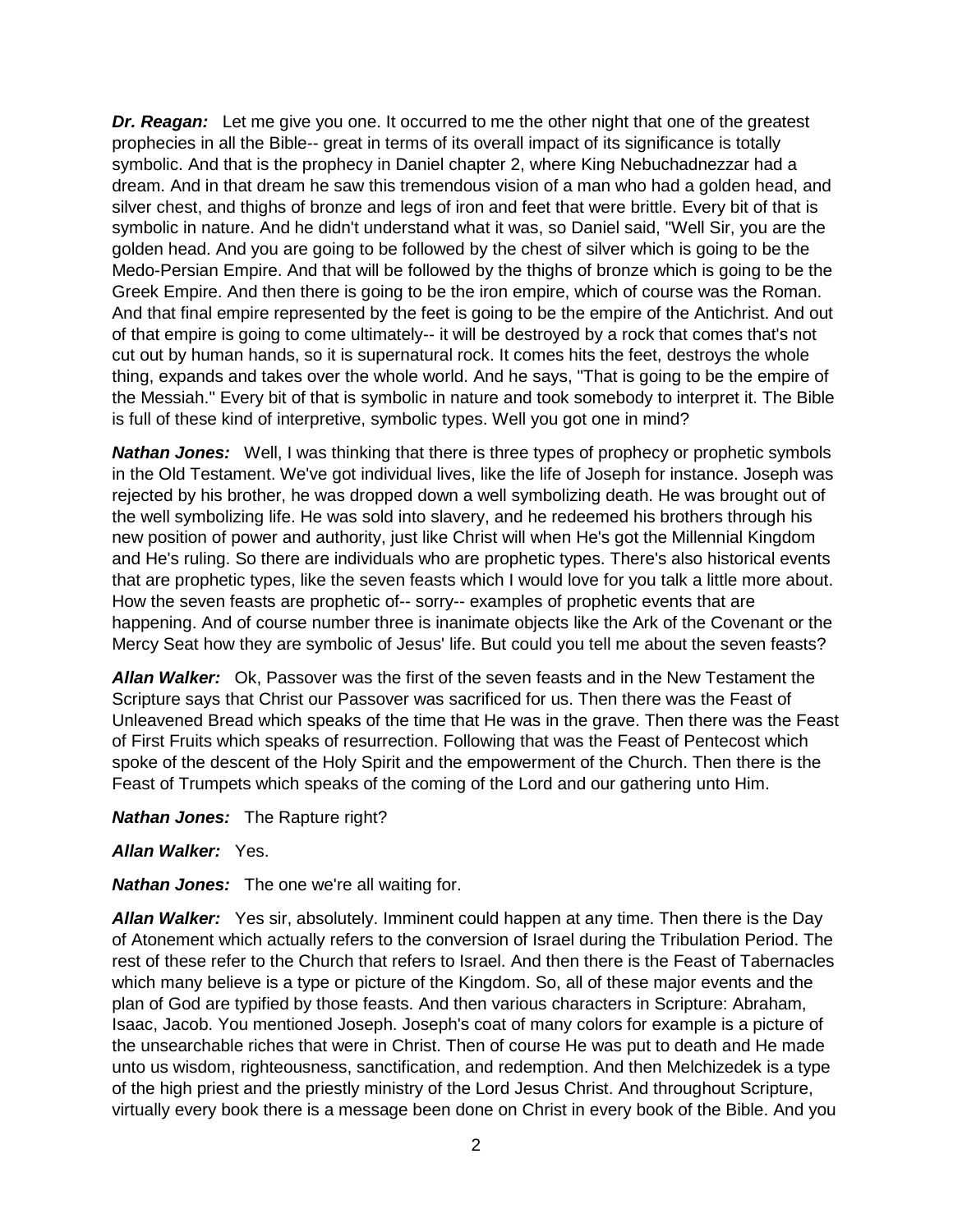***Dr. Reagan:*** Let me give you one. It occurred to me the other night that one of the greatest prophecies in all the Bible-- great in terms of its overall impact of its significance is totally symbolic. And that is the prophecy in Daniel chapter 2, where King Nebuchadnezzar had a dream. And in that dream he saw this tremendous vision of a man who had a golden head, and silver chest, and thighs of bronze and legs of iron and feet that were brittle. Every bit of that is symbolic in nature. And he didn't understand what it was, so Daniel said, "Well Sir, you are the golden head. And you are going to be followed by the chest of silver which is going to be the Medo-Persian Empire. And that will be followed by the thighs of bronze which is going to be the Greek Empire. And then there is going to be the iron empire, which of course was the Roman. And that final empire represented by the feet is going to be the empire of the Antichrist. And out of that empire is going to come ultimately-- it will be destroyed by a rock that comes that's not cut out by human hands, so it is supernatural rock. It comes hits the feet, destroys the whole thing, expands and takes over the whole world. And he says, "That is going to be the empire of the Messiah." Every bit of that is symbolic in nature and took somebody to interpret it. The Bible is full of these kind of interpretive, symbolic types. Well you got one in mind?

***Nathan Jones:*** Well, I was thinking that there is three types of prophecy or prophetic symbols in the Old Testament. We've got individual lives, like the life of Joseph for instance. Joseph was rejected by his brother, he was dropped down a well symbolizing death. He was brought out of the well symbolizing life. He was sold into slavery, and he redeemed his brothers through his new position of power and authority, just like Christ will when He's got the Millennial Kingdom and He's ruling. So there are individuals who are prophetic types. There's also historical events that are prophetic types, like the seven feasts which I would love for you talk a little more about. How the seven feasts are prophetic of-- sorry-- examples of prophetic events that are happening. And of course number three is inanimate objects like the Ark of the Covenant or the Mercy Seat how they are symbolic of Jesus' life. But could you tell me about the seven feasts?

***Allan Walker:*** Ok, Passover was the first of the seven feasts and in the New Testament the Scripture says that Christ our Passover was sacrificed for us. Then there was the Feast of Unleavened Bread which speaks of the time that He was in the grave. Then there was the Feast of First Fruits which speaks of resurrection. Following that was the Feast of Pentecost which spoke of the descent of the Holy Spirit and the empowerment of the Church. Then there is the Feast of Trumpets which speaks of the coming of the Lord and our gathering unto Him.

***Nathan Jones:*** The Rapture right?

***Allan Walker:*** Yes.

***Nathan Jones:*** The one we're all waiting for.

***Allan Walker:*** Yes sir, absolutely. Imminent could happen at any time. Then there is the Day of Atonement which actually refers to the conversion of Israel during the Tribulation Period. The rest of these refer to the Church that refers to Israel. And then there is the Feast of Tabernacles which many believe is a type or picture of the Kingdom. So, all of these major events and the plan of God are typified by those feasts. And then various characters in Scripture: Abraham, Isaac, Jacob. You mentioned Joseph. Joseph's coat of many colors for example is a picture of the unsearchable riches that were in Christ. Then of course He was put to death and He made unto us wisdom, righteousness, sanctification, and redemption. And then Melchizedek is a type of the high priest and the priestly ministry of the Lord Jesus Christ. And throughout Scripture, virtually every book there is a message been done on Christ in every book of the Bible. And you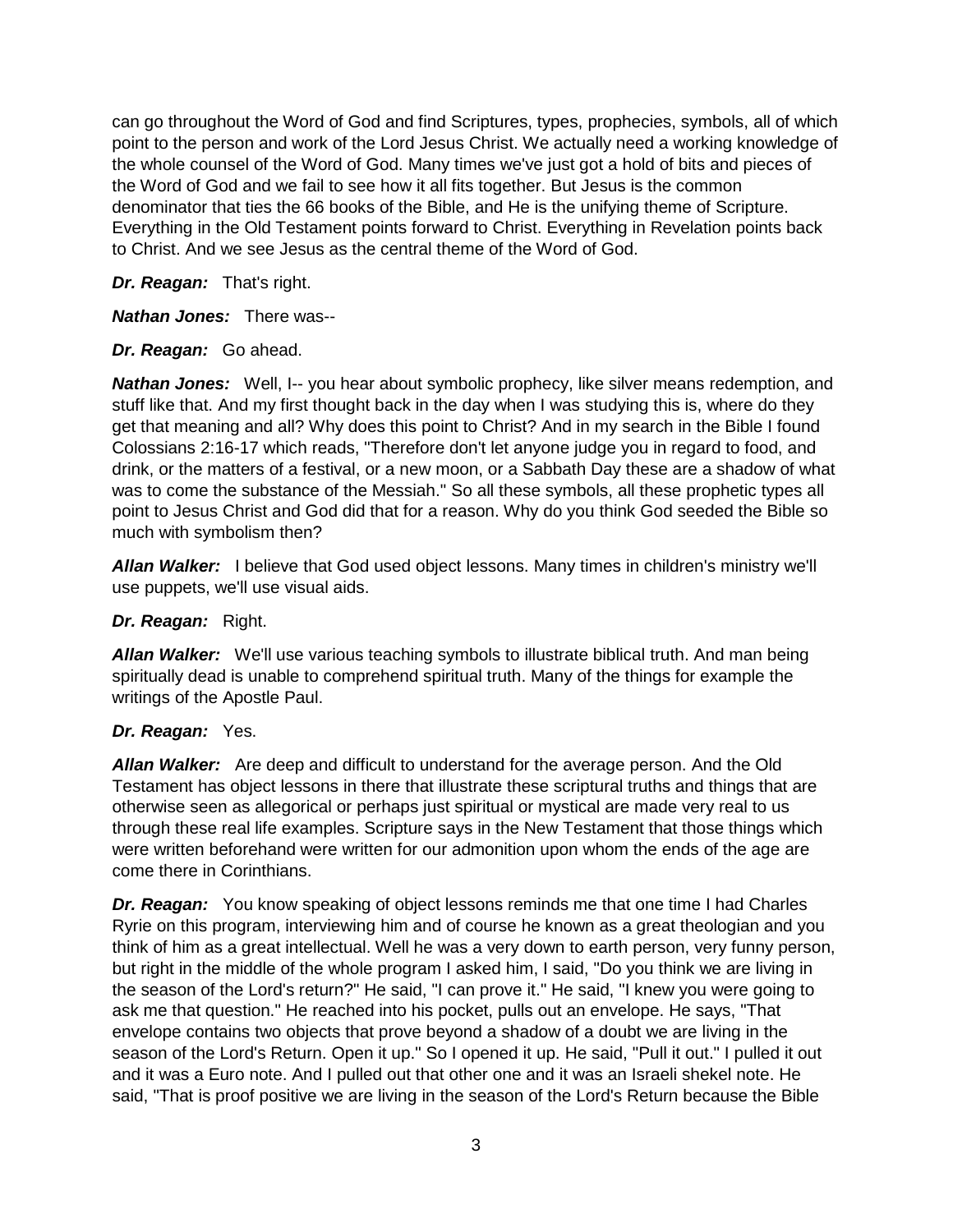can go throughout the Word of God and find Scriptures, types, prophecies, symbols, all of which point to the person and work of the Lord Jesus Christ. We actually need a working knowledge of the whole counsel of the Word of God. Many times we've just got a hold of bits and pieces of the Word of God and we fail to see how it all fits together. But Jesus is the common denominator that ties the 66 books of the Bible, and He is the unifying theme of Scripture. Everything in the Old Testament points forward to Christ. Everything in Revelation points back to Christ. And we see Jesus as the central theme of the Word of God.

***Dr. Reagan:*** That's right.

***Nathan Jones:*** There was--

***Dr. Reagan:*** Go ahead.

***Nathan Jones:*** Well, I-- you hear about symbolic prophecy, like silver means redemption, and stuff like that. And my first thought back in the day when I was studying this is, where do they get that meaning and all? Why does this point to Christ? And in my search in the Bible I found Colossians 2:16-17 which reads, "Therefore don't let anyone judge you in regard to food, and drink, or the matters of a festival, or a new moon, or a Sabbath Day these are a shadow of what was to come the substance of the Messiah." So all these symbols, all these prophetic types all point to Jesus Christ and God did that for a reason. Why do you think God seeded the Bible so much with symbolism then?

***Allan Walker:*** I believe that God used object lessons. Many times in children's ministry we'll use puppets, we'll use visual aids.

***Dr. Reagan:*** Right.

***Allan Walker:*** We'll use various teaching symbols to illustrate biblical truth. And man being spiritually dead is unable to comprehend spiritual truth. Many of the things for example the writings of the Apostle Paul.

***Dr. Reagan:*** Yes.

***Allan Walker:*** Are deep and difficult to understand for the average person. And the Old Testament has object lessons in there that illustrate these scriptural truths and things that are otherwise seen as allegorical or perhaps just spiritual or mystical are made very real to us through these real life examples. Scripture says in the New Testament that those things which were written beforehand were written for our admonition upon whom the ends of the age are come there in Corinthians.

***Dr. Reagan:*** You know speaking of object lessons reminds me that one time I had Charles Ryrie on this program, interviewing him and of course he known as a great theologian and you think of him as a great intellectual. Well he was a very down to earth person, very funny person, but right in the middle of the whole program I asked him, I said, "Do you think we are living in the season of the Lord's return?" He said, "I can prove it." He said, "I knew you were going to ask me that question." He reached into his pocket, pulls out an envelope. He says, "That envelope contains two objects that prove beyond a shadow of a doubt we are living in the season of the Lord's Return. Open it up." So I opened it up. He said, "Pull it out." I pulled it out and it was a Euro note. And I pulled out that other one and it was an Israeli shekel note. He said, "That is proof positive we are living in the season of the Lord's Return because the Bible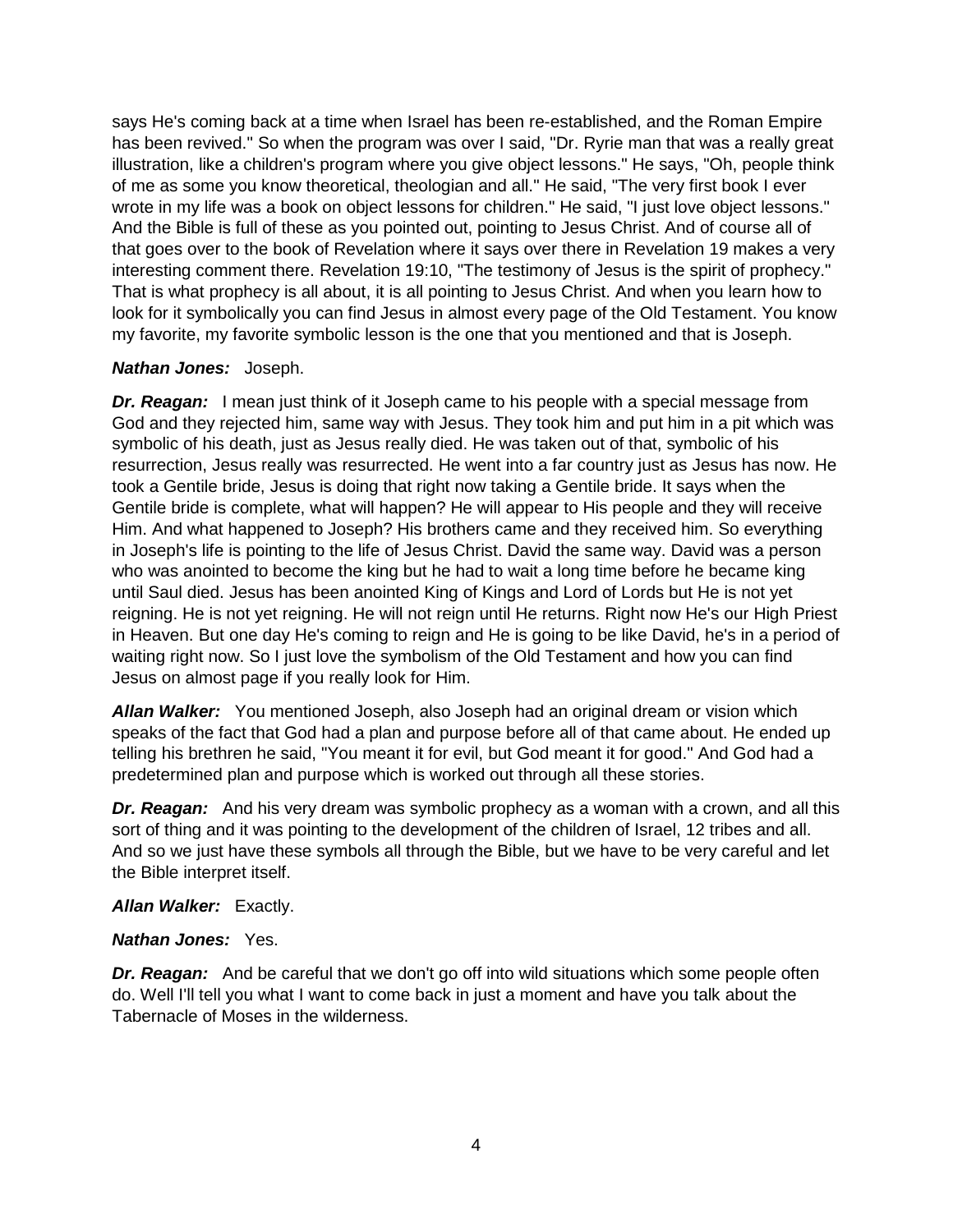says He's coming back at a time when Israel has been re-established, and the Roman Empire has been revived." So when the program was over I said, "Dr. Ryrie man that was a really great illustration, like a children's program where you give object lessons." He says, "Oh, people think of me as some you know theoretical, theologian and all." He said, "The very first book I ever wrote in my life was a book on object lessons for children." He said, "I just love object lessons." And the Bible is full of these as you pointed out, pointing to Jesus Christ. And of course all of that goes over to the book of Revelation where it says over there in Revelation 19 makes a very interesting comment there. Revelation 19:10, "The testimony of Jesus is the spirit of prophecy." That is what prophecy is all about, it is all pointing to Jesus Christ. And when you learn how to look for it symbolically you can find Jesus in almost every page of the Old Testament. You know my favorite, my favorite symbolic lesson is the one that you mentioned and that is Joseph.

***Nathan Jones:*** Joseph.

***Dr. Reagan:*** I mean just think of it Joseph came to his people with a special message from God and they rejected him, same way with Jesus. They took him and put him in a pit which was symbolic of his death, just as Jesus really died. He was taken out of that, symbolic of his resurrection, Jesus really was resurrected. He went into a far country just as Jesus has now. He took a Gentile bride, Jesus is doing that right now taking a Gentile bride. It says when the Gentile bride is complete, what will happen? He will appear to His people and they will receive Him. And what happened to Joseph? His brothers came and they received him. So everything in Joseph's life is pointing to the life of Jesus Christ. David the same way. David was a person who was anointed to become the king but he had to wait a long time before he became king until Saul died. Jesus has been anointed King of Kings and Lord of Lords but He is not yet reigning. He is not yet reigning. He will not reign until He returns. Right now He's our High Priest in Heaven. But one day He's coming to reign and He is going to be like David, he's in a period of waiting right now. So I just love the symbolism of the Old Testament and how you can find Jesus on almost page if you really look for Him.

***Allan Walker:*** You mentioned Joseph, also Joseph had an original dream or vision which speaks of the fact that God had a plan and purpose before all of that came about. He ended up telling his brethren he said, "You meant it for evil, but God meant it for good." And God had a predetermined plan and purpose which is worked out through all these stories.

***Dr. Reagan:*** And his very dream was symbolic prophecy as a woman with a crown, and all this sort of thing and it was pointing to the development of the children of Israel, 12 tribes and all. And so we just have these symbols all through the Bible, but we have to be very careful and let the Bible interpret itself.

***Allan Walker:*** Exactly.

***Nathan Jones:*** Yes.

***Dr. Reagan:*** And be careful that we don't go off into wild situations which some people often do. Well I'll tell you what I want to come back in just a moment and have you talk about the Tabernacle of Moses in the wilderness.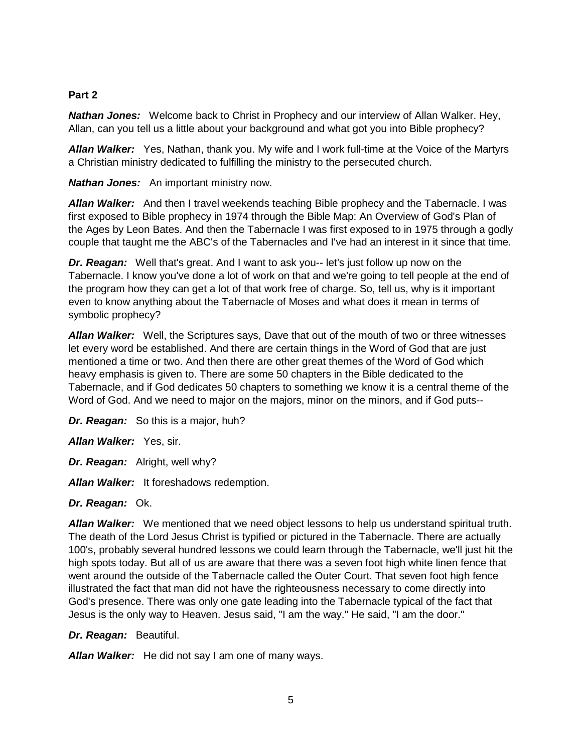**Part 2**

***Nathan Jones:*** Welcome back to Christ in Prophecy and our interview of Allan Walker. Hey, Allan, can you tell us a little about your background and what got you into Bible prophecy?

***Allan Walker:*** Yes, Nathan, thank you. My wife and I work full-time at the Voice of the Martyrs a Christian ministry dedicated to fulfilling the ministry to the persecuted church.

***Nathan Jones:*** An important ministry now.

***Allan Walker:*** And then I travel weekends teaching Bible prophecy and the Tabernacle. I was first exposed to Bible prophecy in 1974 through the Bible Map: An Overview of God's Plan of the Ages by Leon Bates. And then the Tabernacle I was first exposed to in 1975 through a godly couple that taught me the ABC's of the Tabernacles and I've had an interest in it since that time.

***Dr. Reagan:*** Well that's great. And I want to ask you-- let's just follow up now on the Tabernacle. I know you've done a lot of work on that and we're going to tell people at the end of the program how they can get a lot of that work free of charge. So, tell us, why is it important even to know anything about the Tabernacle of Moses and what does it mean in terms of symbolic prophecy?

***Allan Walker:*** Well, the Scriptures says, Dave that out of the mouth of two or three witnesses let every word be established. And there are certain things in the Word of God that are just mentioned a time or two. And then there are other great themes of the Word of God which heavy emphasis is given to. There are some 50 chapters in the Bible dedicated to the Tabernacle, and if God dedicates 50 chapters to something we know it is a central theme of the Word of God. And we need to major on the majors, minor on the minors, and if God puts--

***Dr. Reagan:*** So this is a major, huh?

***Allan Walker:*** Yes, sir.

***Dr. Reagan:*** Alright, well why?

***Allan Walker:*** It foreshadows redemption.

***Dr. Reagan:*** Ok.

***Allan Walker:*** We mentioned that we need object lessons to help us understand spiritual truth. The death of the Lord Jesus Christ is typified or pictured in the Tabernacle. There are actually 100's, probably several hundred lessons we could learn through the Tabernacle, we'll just hit the high spots today. But all of us are aware that there was a seven foot high white linen fence that went around the outside of the Tabernacle called the Outer Court. That seven foot high fence illustrated the fact that man did not have the righteousness necessary to come directly into God's presence. There was only one gate leading into the Tabernacle typical of the fact that Jesus is the only way to Heaven. Jesus said, "I am the way." He said, "I am the door."

***Dr. Reagan:*** Beautiful.

***Allan Walker:*** He did not say I am one of many ways.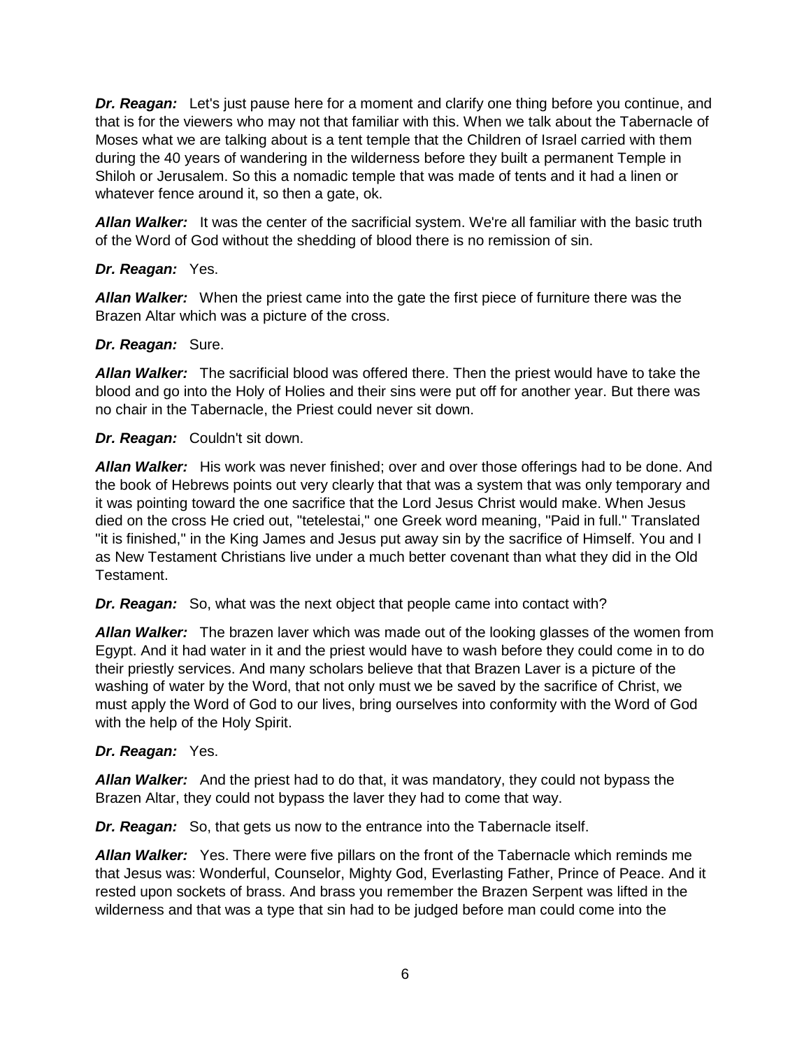***Dr. Reagan:*** Let's just pause here for a moment and clarify one thing before you continue, and that is for the viewers who may not that familiar with this. When we talk about the Tabernacle of Moses what we are talking about is a tent temple that the Children of Israel carried with them during the 40 years of wandering in the wilderness before they built a permanent Temple in Shiloh or Jerusalem. So this a nomadic temple that was made of tents and it had a linen or whatever fence around it, so then a gate, ok.

***Allan Walker:*** It was the center of the sacrificial system. We're all familiar with the basic truth of the Word of God without the shedding of blood there is no remission of sin.

***Dr. Reagan:*** Yes.

***Allan Walker:*** When the priest came into the gate the first piece of furniture there was the Brazen Altar which was a picture of the cross.

***Dr. Reagan:*** Sure.

***Allan Walker:*** The sacrificial blood was offered there. Then the priest would have to take the blood and go into the Holy of Holies and their sins were put off for another year. But there was no chair in the Tabernacle, the Priest could never sit down.

***Dr. Reagan:*** Couldn't sit down.

***Allan Walker:*** His work was never finished; over and over those offerings had to be done. And the book of Hebrews points out very clearly that that was a system that was only temporary and it was pointing toward the one sacrifice that the Lord Jesus Christ would make. When Jesus died on the cross He cried out, "tetelestai," one Greek word meaning, "Paid in full." Translated "it is finished," in the King James and Jesus put away sin by the sacrifice of Himself. You and I as New Testament Christians live under a much better covenant than what they did in the Old Testament.

***Dr. Reagan:*** So, what was the next object that people came into contact with?

***Allan Walker:*** The brazen laver which was made out of the looking glasses of the women from Egypt. And it had water in it and the priest would have to wash before they could come in to do their priestly services. And many scholars believe that that Brazen Laver is a picture of the washing of water by the Word, that not only must we be saved by the sacrifice of Christ, we must apply the Word of God to our lives, bring ourselves into conformity with the Word of God with the help of the Holy Spirit.

***Dr. Reagan:*** Yes.

***Allan Walker:*** And the priest had to do that, it was mandatory, they could not bypass the Brazen Altar, they could not bypass the laver they had to come that way.

***Dr. Reagan:*** So, that gets us now to the entrance into the Tabernacle itself.

***Allan Walker:*** Yes. There were five pillars on the front of the Tabernacle which reminds me that Jesus was: Wonderful, Counselor, Mighty God, Everlasting Father, Prince of Peace. And it rested upon sockets of brass. And brass you remember the Brazen Serpent was lifted in the wilderness and that was a type that sin had to be judged before man could come into the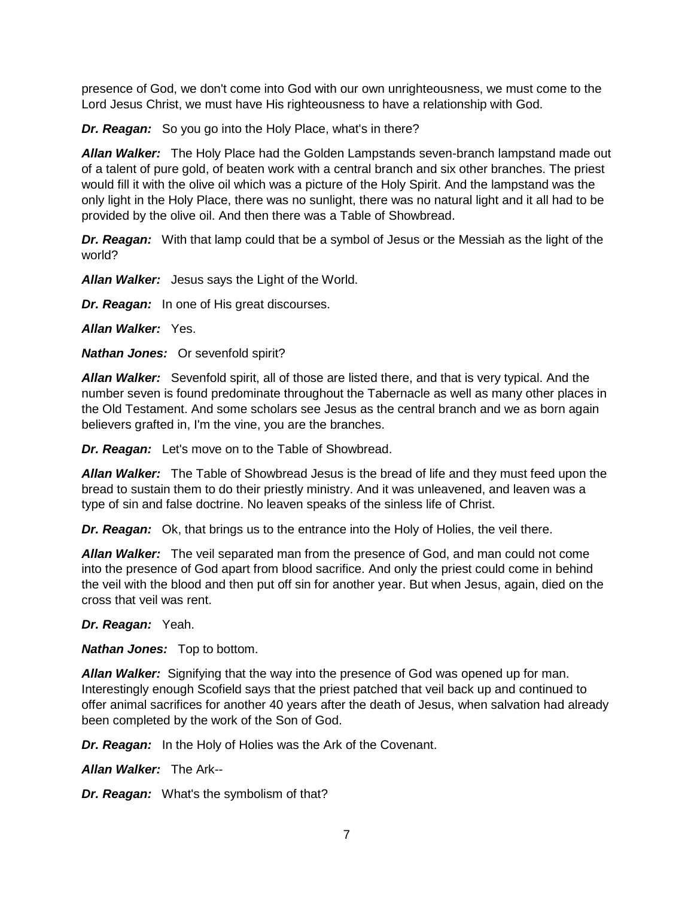presence of God, we don't come into God with our own unrighteousness, we must come to the Lord Jesus Christ, we must have His righteousness to have a relationship with God.

***Dr. Reagan:*** So you go into the Holy Place, what's in there?

***Allan Walker:*** The Holy Place had the Golden Lampstands seven-branch lampstand made out of a talent of pure gold, of beaten work with a central branch and six other branches. The priest would fill it with the olive oil which was a picture of the Holy Spirit. And the lampstand was the only light in the Holy Place, there was no sunlight, there was no natural light and it all had to be provided by the olive oil. And then there was a Table of Showbread.

***Dr. Reagan:*** With that lamp could that be a symbol of Jesus or the Messiah as the light of the world?

***Allan Walker:*** Jesus says the Light of the World.

***Dr. Reagan:*** In one of His great discourses.

***Allan Walker:*** Yes.

***Nathan Jones:*** Or sevenfold spirit?

***Allan Walker:*** Sevenfold spirit, all of those are listed there, and that is very typical. And the number seven is found predominate throughout the Tabernacle as well as many other places in the Old Testament. And some scholars see Jesus as the central branch and we as born again believers grafted in, I'm the vine, you are the branches.

***Dr. Reagan:*** Let's move on to the Table of Showbread.

***Allan Walker:*** The Table of Showbread Jesus is the bread of life and they must feed upon the bread to sustain them to do their priestly ministry. And it was unleavened, and leaven was a type of sin and false doctrine. No leaven speaks of the sinless life of Christ.

***Dr. Reagan:*** Ok, that brings us to the entrance into the Holy of Holies, the veil there.

***Allan Walker:*** The veil separated man from the presence of God, and man could not come into the presence of God apart from blood sacrifice. And only the priest could come in behind the veil with the blood and then put off sin for another year. But when Jesus, again, died on the cross that veil was rent.

***Dr. Reagan:*** Yeah.

***Nathan Jones:*** Top to bottom.

***Allan Walker:*** Signifying that the way into the presence of God was opened up for man. Interestingly enough Scofield says that the priest patched that veil back up and continued to offer animal sacrifices for another 40 years after the death of Jesus, when salvation had already been completed by the work of the Son of God.

***Dr. Reagan:*** In the Holy of Holies was the Ark of the Covenant.

***Allan Walker:*** The Ark--

***Dr. Reagan:*** What's the symbolism of that?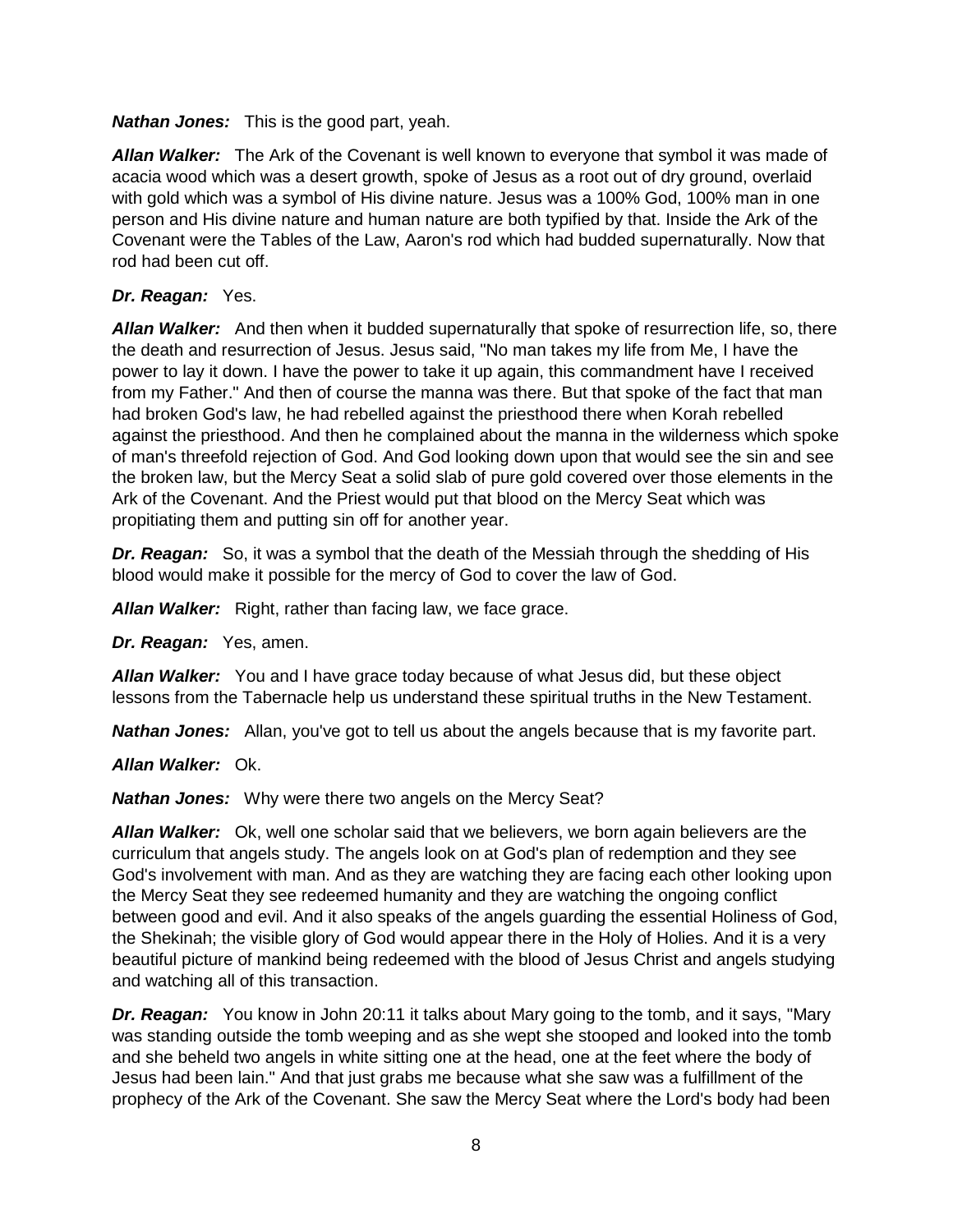***Nathan Jones:*** This is the good part, yeah.

***Allan Walker:*** The Ark of the Covenant is well known to everyone that symbol it was made of acacia wood which was a desert growth, spoke of Jesus as a root out of dry ground, overlaid with gold which was a symbol of His divine nature. Jesus was a 100% God, 100% man in one person and His divine nature and human nature are both typified by that. Inside the Ark of the Covenant were the Tables of the Law, Aaron's rod which had budded supernaturally. Now that rod had been cut off.

***Dr. Reagan:*** Yes.

***Allan Walker:*** And then when it budded supernaturally that spoke of resurrection life, so, there the death and resurrection of Jesus. Jesus said, "No man takes my life from Me, I have the power to lay it down. I have the power to take it up again, this commandment have I received from my Father." And then of course the manna was there. But that spoke of the fact that man had broken God's law, he had rebelled against the priesthood there when Korah rebelled against the priesthood. And then he complained about the manna in the wilderness which spoke of man's threefold rejection of God. And God looking down upon that would see the sin and see the broken law, but the Mercy Seat a solid slab of pure gold covered over those elements in the Ark of the Covenant. And the Priest would put that blood on the Mercy Seat which was propitiating them and putting sin off for another year.

***Dr. Reagan:*** So, it was a symbol that the death of the Messiah through the shedding of His blood would make it possible for the mercy of God to cover the law of God.

***Allan Walker:*** Right, rather than facing law, we face grace.

***Dr. Reagan:*** Yes, amen.

***Allan Walker:*** You and I have grace today because of what Jesus did, but these object lessons from the Tabernacle help us understand these spiritual truths in the New Testament.

***Nathan Jones:*** Allan, you've got to tell us about the angels because that is my favorite part.

***Allan Walker:*** Ok.

***Nathan Jones:*** Why were there two angels on the Mercy Seat?

***Allan Walker:*** Ok, well one scholar said that we believers, we born again believers are the curriculum that angels study. The angels look on at God's plan of redemption and they see God's involvement with man. And as they are watching they are facing each other looking upon the Mercy Seat they see redeemed humanity and they are watching the ongoing conflict between good and evil. And it also speaks of the angels guarding the essential Holiness of God, the Shekinah; the visible glory of God would appear there in the Holy of Holies. And it is a very beautiful picture of mankind being redeemed with the blood of Jesus Christ and angels studying and watching all of this transaction.

***Dr. Reagan:*** You know in John 20:11 it talks about Mary going to the tomb, and it says, "Mary was standing outside the tomb weeping and as she wept she stooped and looked into the tomb and she beheld two angels in white sitting one at the head, one at the feet where the body of Jesus had been lain." And that just grabs me because what she saw was a fulfillment of the prophecy of the Ark of the Covenant. She saw the Mercy Seat where the Lord's body had been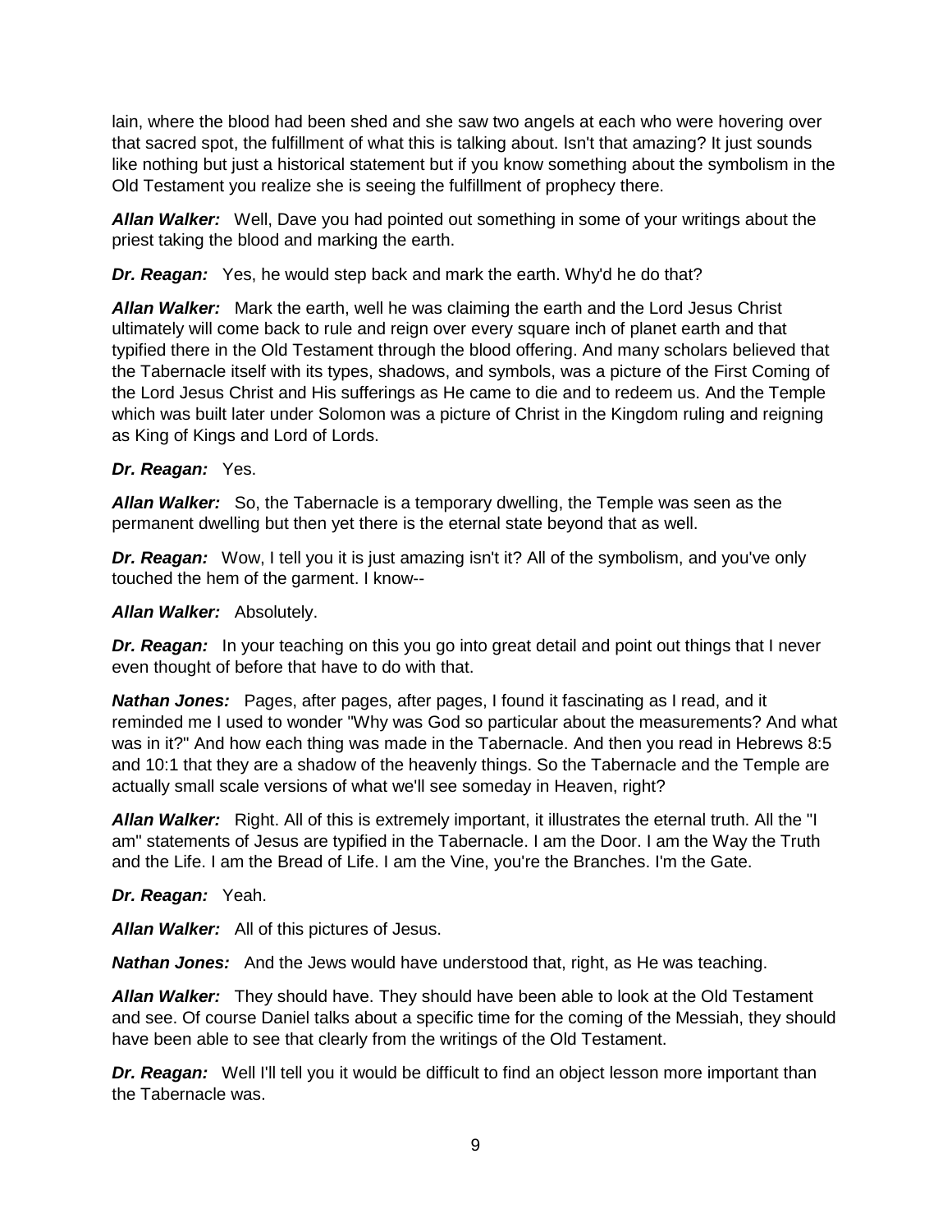lain, where the blood had been shed and she saw two angels at each who were hovering over that sacred spot, the fulfillment of what this is talking about. Isn't that amazing? It just sounds like nothing but just a historical statement but if you know something about the symbolism in the Old Testament you realize she is seeing the fulfillment of prophecy there.

***Allan Walker:*** Well, Dave you had pointed out something in some of your writings about the priest taking the blood and marking the earth.

***Dr. Reagan:*** Yes, he would step back and mark the earth. Why'd he do that?

***Allan Walker:*** Mark the earth, well he was claiming the earth and the Lord Jesus Christ ultimately will come back to rule and reign over every square inch of planet earth and that typified there in the Old Testament through the blood offering. And many scholars believed that the Tabernacle itself with its types, shadows, and symbols, was a picture of the First Coming of the Lord Jesus Christ and His sufferings as He came to die and to redeem us. And the Temple which was built later under Solomon was a picture of Christ in the Kingdom ruling and reigning as King of Kings and Lord of Lords.

***Dr. Reagan:*** Yes.

***Allan Walker:*** So, the Tabernacle is a temporary dwelling, the Temple was seen as the permanent dwelling but then yet there is the eternal state beyond that as well.

***Dr. Reagan:*** Wow, I tell you it is just amazing isn't it? All of the symbolism, and you've only touched the hem of the garment. I know--

***Allan Walker:*** Absolutely.

***Dr. Reagan:*** In your teaching on this you go into great detail and point out things that I never even thought of before that have to do with that.

***Nathan Jones:*** Pages, after pages, after pages, I found it fascinating as I read, and it reminded me I used to wonder "Why was God so particular about the measurements? And what was in it?" And how each thing was made in the Tabernacle. And then you read in Hebrews 8:5 and 10:1 that they are a shadow of the heavenly things. So the Tabernacle and the Temple are actually small scale versions of what we'll see someday in Heaven, right?

***Allan Walker:*** Right. All of this is extremely important, it illustrates the eternal truth. All the "I am" statements of Jesus are typified in the Tabernacle. I am the Door. I am the Way the Truth and the Life. I am the Bread of Life. I am the Vine, you're the Branches. I'm the Gate.

***Dr. Reagan:*** Yeah.

***Allan Walker:*** All of this pictures of Jesus.

***Nathan Jones:*** And the Jews would have understood that, right, as He was teaching.

***Allan Walker:*** They should have. They should have been able to look at the Old Testament and see. Of course Daniel talks about a specific time for the coming of the Messiah, they should have been able to see that clearly from the writings of the Old Testament.

***Dr. Reagan:*** Well I'll tell you it would be difficult to find an object lesson more important than the Tabernacle was.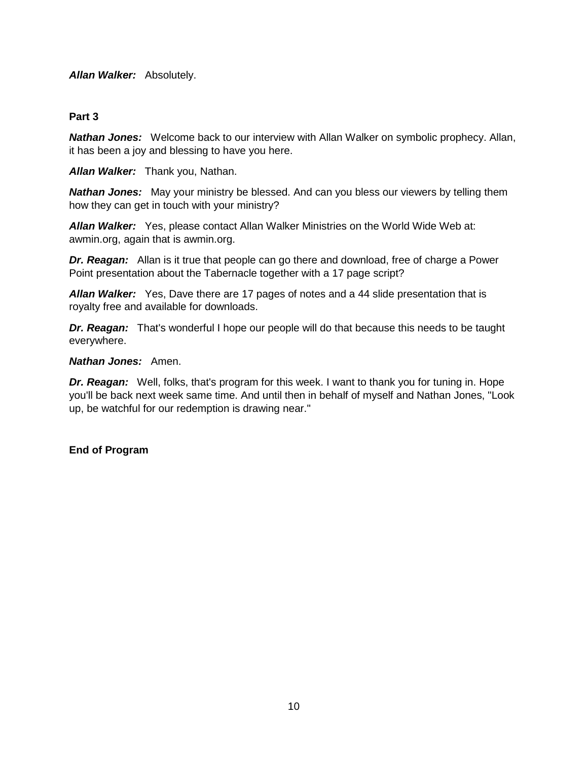***Allan Walker:*** Absolutely.

**Part 3**

***Nathan Jones:*** Welcome back to our interview with Allan Walker on symbolic prophecy. Allan, it has been a joy and blessing to have you here.

***Allan Walker:*** Thank you, Nathan.

***Nathan Jones:*** May your ministry be blessed. And can you bless our viewers by telling them how they can get in touch with your ministry?

***Allan Walker:*** Yes, please contact Allan Walker Ministries on the World Wide Web at: awmin.org, again that is awmin.org.

***Dr. Reagan:*** Allan is it true that people can go there and download, free of charge a Power Point presentation about the Tabernacle together with a 17 page script?

***Allan Walker:*** Yes, Dave there are 17 pages of notes and a 44 slide presentation that is royalty free and available for downloads.

***Dr. Reagan:*** That's wonderful I hope our people will do that because this needs to be taught everywhere.

***Nathan Jones:*** Amen.

***Dr. Reagan:*** Well, folks, that's program for this week. I want to thank you for tuning in. Hope you'll be back next week same time. And until then in behalf of myself and Nathan Jones, "Look up, be watchful for our redemption is drawing near."

**End of Program**